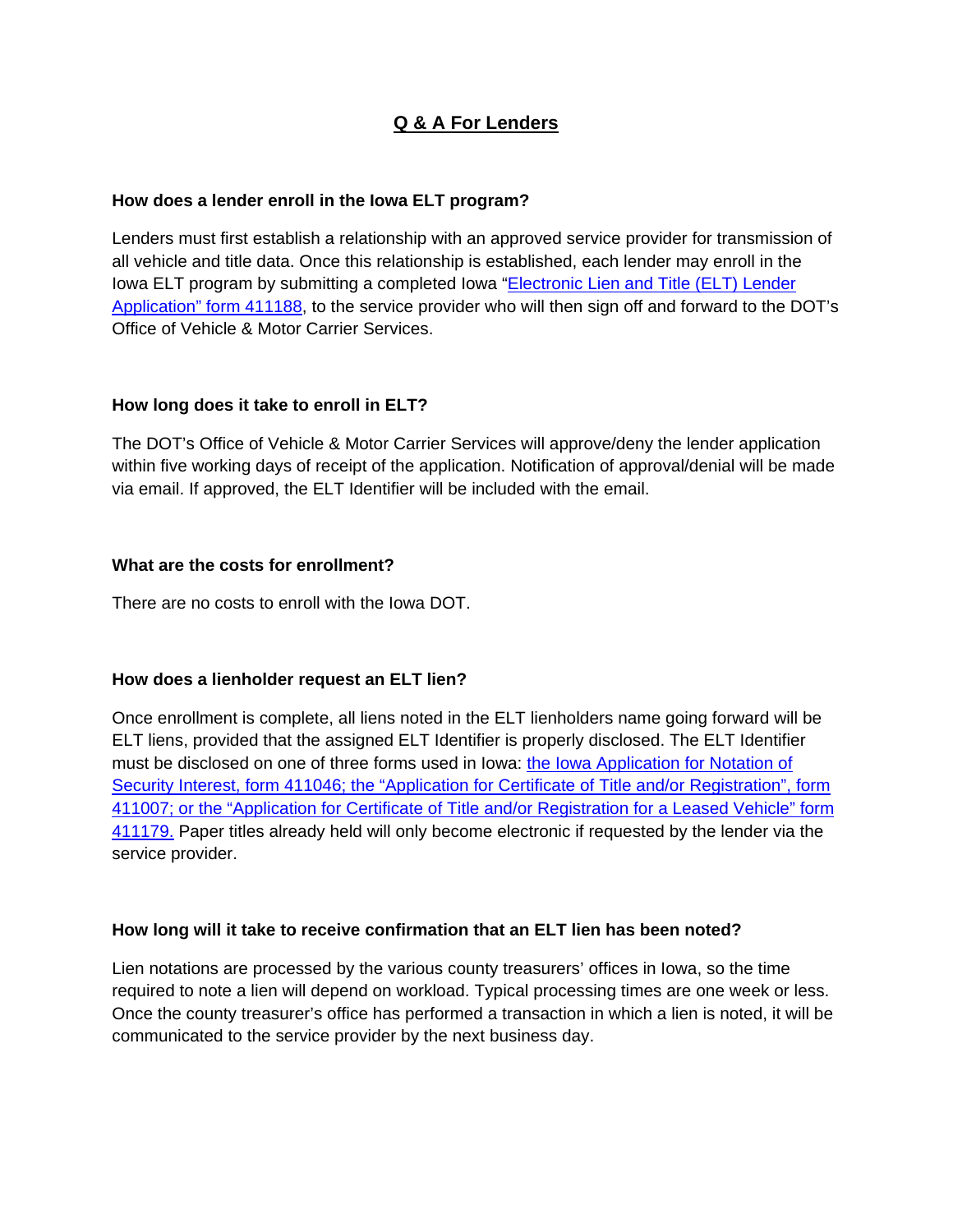# Q & A For Lenders

**How does a lender enroll in the Iowa ELT program?**

Lenders must first establish a relationship with an approved service provider for transmission of all vehicle and title data. Once this relationship is established, each lender may enroll in the Iowa ELT program by submitting a completed Iowa "Electronic Lien and Title (ELT) Lender Application" form 411188, to the service provider who will then sign off and forward to the DOT's Office of Vehicle & Motor Carrier Services.

**How long does it take to enroll in ELT?**

The DOT's Office of Vehicle & Motor Carrier Services will approve/deny the lender application within five working days of receipt of the application. Notification of approval/denial will be made via email. If approved, the ELT Identifier will be included with the email.

**What are the costs for enrollment?**

There are no costs to enroll with the Iowa DOT.

**How does a lienholder request an ELT lien?**

Once enrollment is complete, all liens noted in the ELT lienholders name going forward will be ELT liens, provided that the assigned ELT Identifier is properly disclosed. The ELT Identifier must be disclosed on one of three forms used in Iowa: the Iowa Application for Notation of Security Interest, form 411046; the "Application for Certificate of Title and/or Registration", form 411007; or the "Application for Certificate of Title and/or Registration for a Leased Vehicle" form 411179. Paper titles already held will only become electronic if requested by the lender via the service provider.

**How long will it take to receive confirmation that an ELT lien has been noted?**

Lien notations are processed by the various county treasurers' offices in Iowa, so the time required to note a lien will depend on workload. Typical processing times are one week or less. Once the county treasurer's office has performed a transaction in which a lien is noted, it will be communicated to the service provider by the next business day.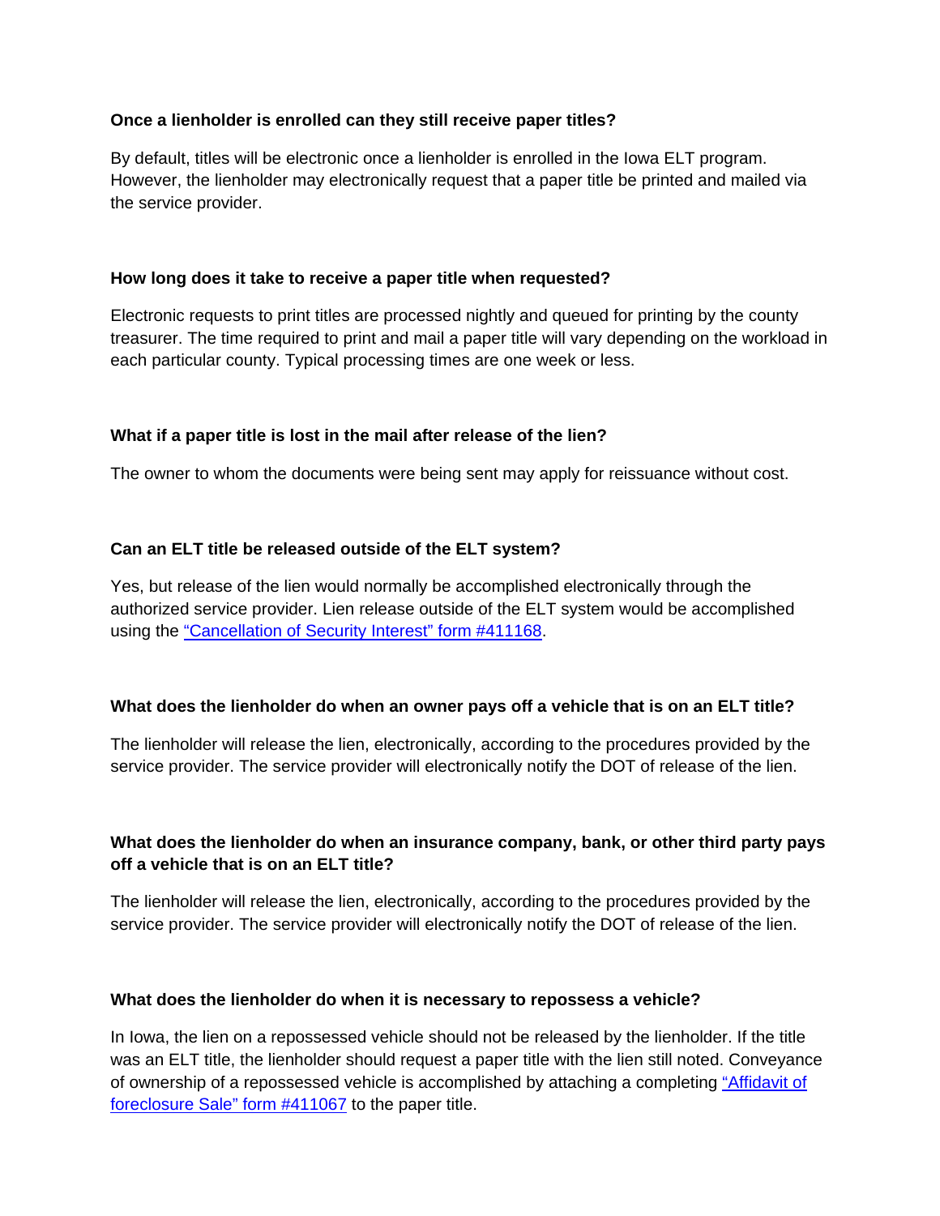**Once a lienholder is enrolled can they still receive paper titles?**

By default, titles will be electronic once a lienholder is enrolled in the Iowa ELT program. However, the lienholder may electronically request that a paper title be printed and mailed via the service provider.

**How long does it take to receive a paper title when requested?**

Electronic requests to print titles are processed nightly and queued for printing by the county treasurer. The time required to print and mail a paper title will vary depending on the workload in each particular county. Typical processing times are one week or less.

**What if a paper title is lost in the mail after release of the lien?**

The owner to whom the documents were being sent may apply for reissuance without cost.

**Can an ELT title be released outside of the ELT system?**

Yes, but release of the lien would normally be accomplished electronically through the authorized service provider. Lien release outside of the ELT system would be accomplished using the “Cancellation of Security Interest” form #411168.

**What does the lienholder do when an owner pays off a vehicle that is on an ELT title?**

The lienholder will release the lien, electronically, according to the procedures provided by the service provider. The service provider will electronically notify the DOT of release of the lien.

**What does the lienholder do when an insurance company, bank, or other third party pays off a vehicle that is on an ELT title?**

The lienholder will release the lien, electronically, according to the procedures provided by the service provider. The service provider will electronically notify the DOT of release of the lien.

**What does the lienholder do when it is necessary to repossess a vehicle?**

In Iowa, the lien on a repossessed vehicle should not be released by the lienholder. If the title was an ELT title, the lienholder should request a paper title with the lien still noted. Conveyance of ownership of a repossessed vehicle is accomplished by attaching a completing “Affidavit of foreclosure Sale” form #411067 to the paper title.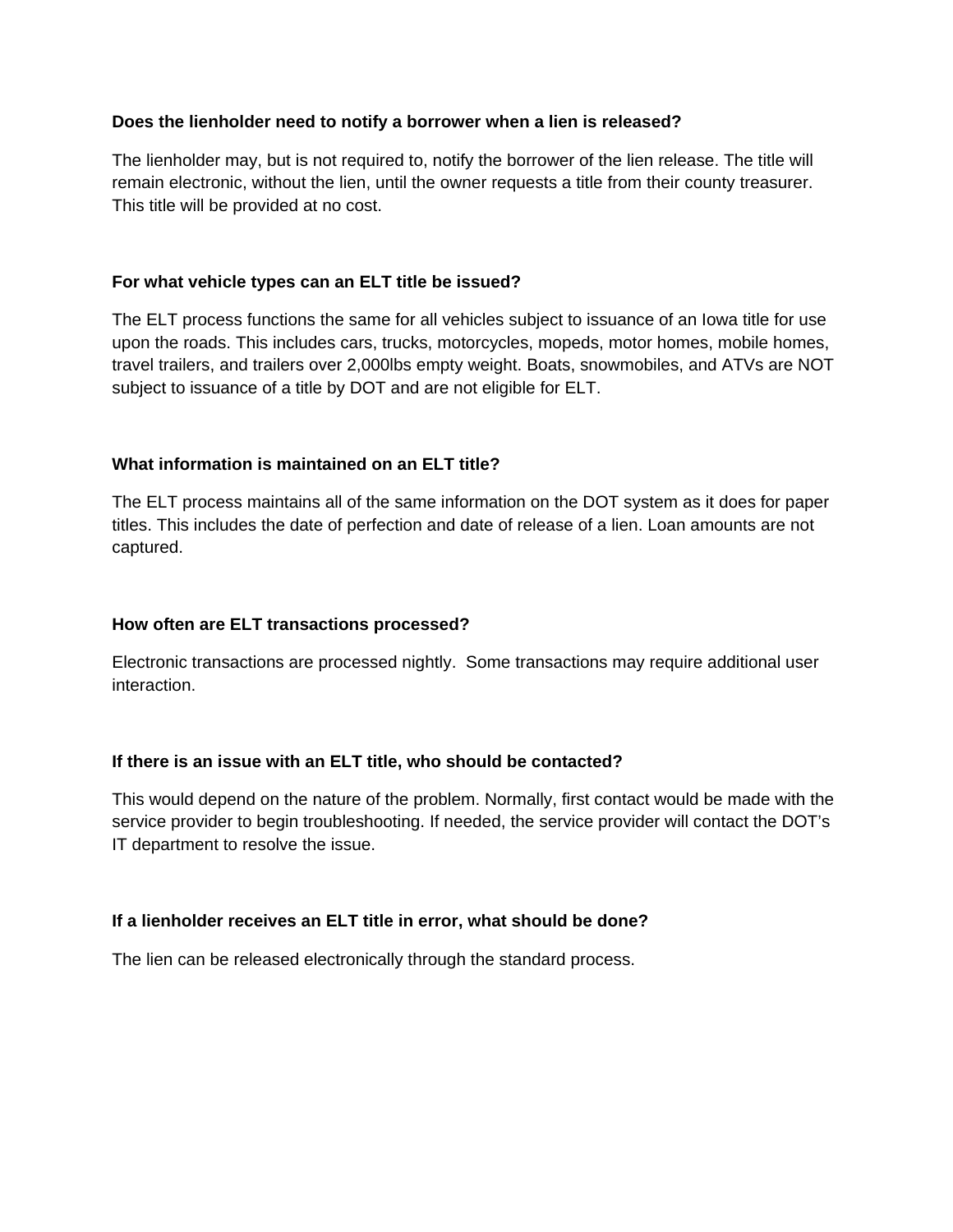**Does the lienholder need to notify a borrower when a lien is released?**

The lienholder may, but is not required to, notify the borrower of the lien release. The title will remain electronic, without the lien, until the owner requests a title from their county treasurer. This title will be provided at no cost.

**For what vehicle types can an ELT title be issued?**

The ELT process functions the same for all vehicles subject to issuance of an Iowa title for use upon the roads. This includes cars, trucks, motorcycles, mopeds, motor homes, mobile homes, travel trailers, and trailers over 2,000lbs empty weight. Boats, snowmobiles, and ATVs are NOT subject to issuance of a title by DOT and are not eligible for ELT.

**What information is maintained on an ELT title?**

The ELT process maintains all of the same information on the DOT system as it does for paper titles. This includes the date of perfection and date of release of a lien. Loan amounts are not captured.

**How often are ELT transactions processed?**

Electronic transactions are processed nightly. Some transactions may require additional user interaction.

**If there is an issue with an ELT title, who should be contacted?**

This would depend on the nature of the problem. Normally, first contact would be made with the service provider to begin troubleshooting. If needed, the service provider will contact the DOT's IT department to resolve the issue.

**If a lienholder receives an ELT title in error, what should be done?**

The lien can be released electronically through the standard process.